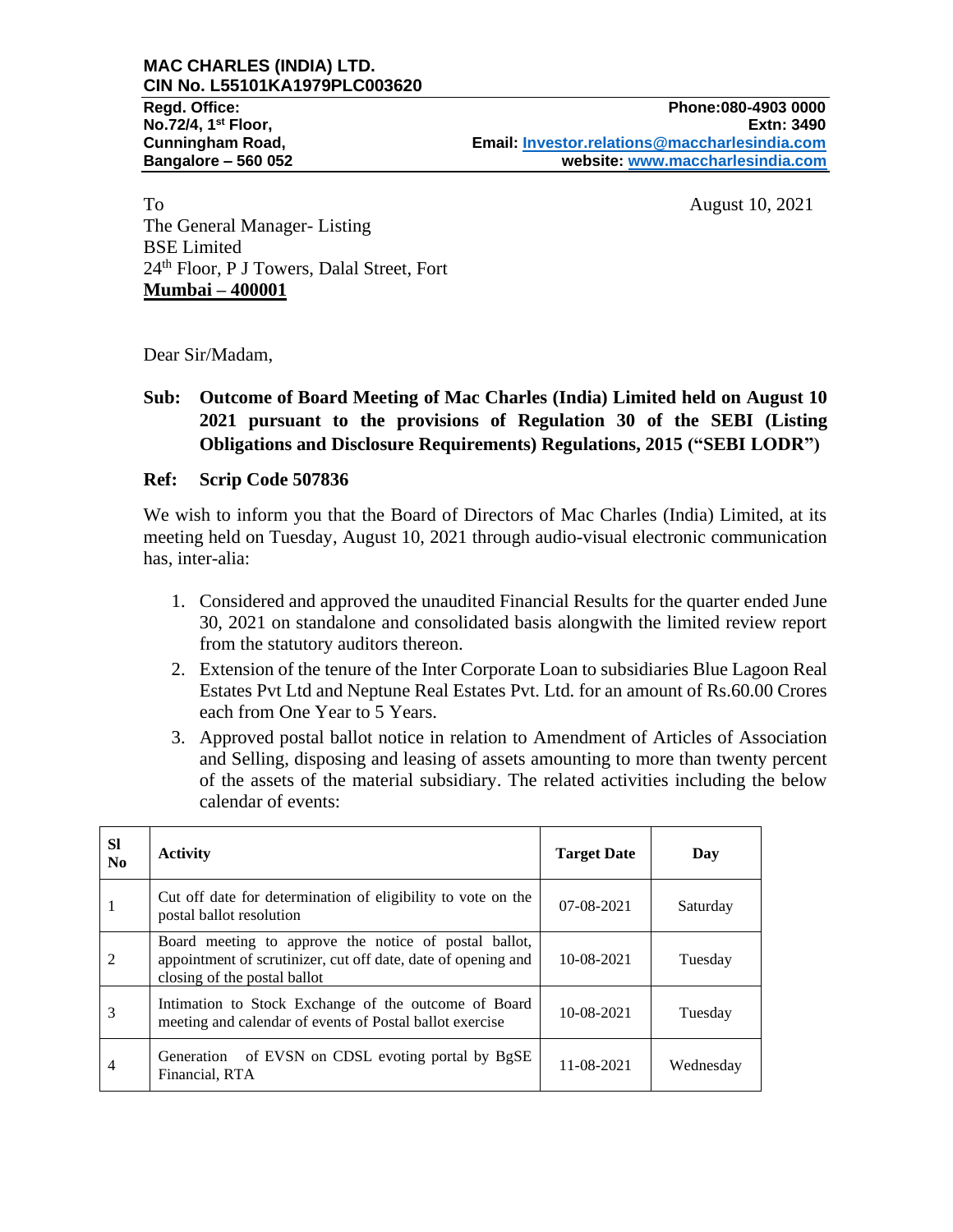**MAC CHARLES (INDIA) LTD.**
**CIN No. L55101KA1979PLC003620**

**Regd. Office:**
**No.72/4, 1st Floor,**
**Cunningham Road,**
**Bangalore – 560 052**

**Phone:080-4903 0000**
**Extn: 3490**
**Email: Investor.relations@maccharlesindia.com**
**website: www.maccharlesindia.com**

To

The General Manager- Listing
BSE Limited
24th Floor, P J Towers, Dalal Street, Fort
**Mumbai – 400001**

August 10, 2021

Dear Sir/Madam,

**Sub: Outcome of Board Meeting of Mac Charles (India) Limited held on August 10 2021 pursuant to the provisions of Regulation 30 of the SEBI (Listing Obligations and Disclosure Requirements) Regulations, 2015 ("SEBI LODR")**

**Ref: Scrip Code 507836**

We wish to inform you that the Board of Directors of Mac Charles (India) Limited, at its meeting held on Tuesday, August 10, 2021 through audio-visual electronic communication has, inter-alia:

1. Considered and approved the unaudited Financial Results for the quarter ended June 30, 2021 on standalone and consolidated basis alongwith the limited review report from the statutory auditors thereon.
2. Extension of the tenure of the Inter Corporate Loan to subsidiaries Blue Lagoon Real Estates Pvt Ltd and Neptune Real Estates Pvt. Ltd. for an amount of Rs.60.00 Crores each from One Year to 5 Years.
3. Approved postal ballot notice in relation to Amendment of Articles of Association and Selling, disposing and leasing of assets amounting to more than twenty percent of the assets of the material subsidiary. The related activities including the below calendar of events:

| Sl No | Activity | Target Date | Day |
|---|---|---|---|
| 1 | Cut off date for determination of eligibility to vote on the postal ballot resolution | 07-08-2021 | Saturday |
| 2 | Board meeting to approve the notice of postal ballot, appointment of scrutinizer, cut off date, date of opening and closing of the postal ballot | 10-08-2021 | Tuesday |
| 3 | Intimation to Stock Exchange of the outcome of Board meeting and calendar of events of Postal ballot exercise | 10-08-2021 | Tuesday |
| 4 | Generation of EVSN on CDSL evoting portal by BgSE Financial, RTA | 11-08-2021 | Wednesday |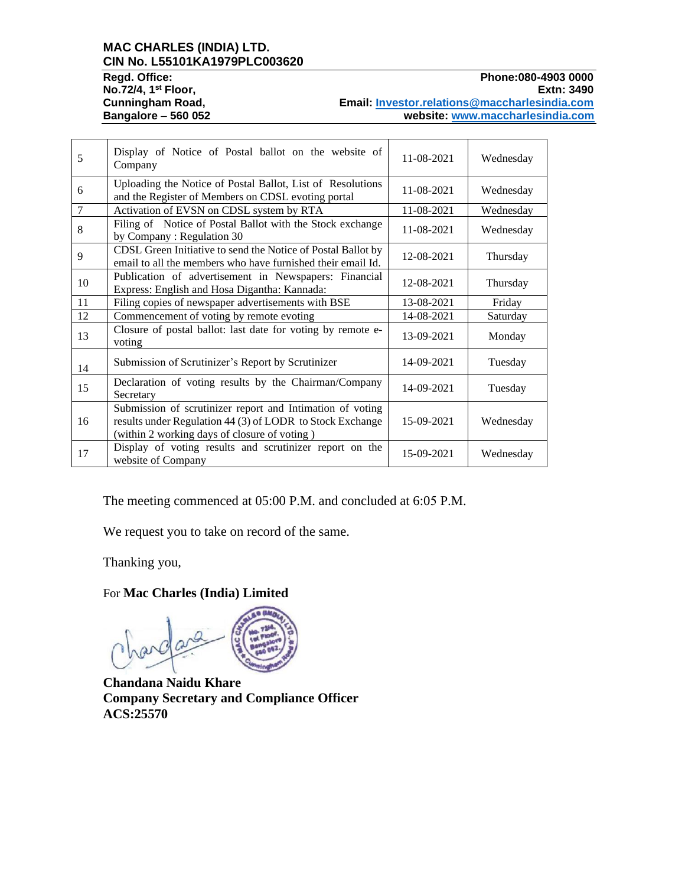**MAC CHARLES (INDIA) LTD.**
**CIN No. L55101KA1979PLC003620**

**Regd. Office:**
**No.72/4, 1st Floor,**
**Cunningham Road,**
**Bangalore – 560 052**

**Phone:080-4903 0000**
**Extn: 3490**
**Email: Investor.relations@maccharlesindia.com**
**website: www.maccharlesindia.com**

| | | | |
|---|---|---|---|
| 5 | Display of Notice of Postal ballot on the website of Company | 11-08-2021 | Wednesday |
| 6 | Uploading the Notice of Postal Ballot, List of Resolutions and the Register of Members on CDSL evoting portal | 11-08-2021 | Wednesday |
| 7 | Activation of EVSN on CDSL system by RTA | 11-08-2021 | Wednesday |
| 8 | Filing of Notice of Postal Ballot with the Stock exchange by Company : Regulation 30 | 11-08-2021 | Wednesday |
| 9 | CDSL Green Initiative to send the Notice of Postal Ballot by email to all the members who have furnished their email Id. | 12-08-2021 | Thursday |
| 10 | Publication of advertisement in Newspapers: Financial Express: English and Hosa Digantha: Kannada: | 12-08-2021 | Thursday |
| 11 | Filing copies of newspaper advertisements with BSE | 13-08-2021 | Friday |
| 12 | Commencement of voting by remote evoting | 14-08-2021 | Saturday |
| 13 | Closure of postal ballot: last date for voting by remote e-voting | 13-09-2021 | Monday |
| 14 | Submission of Scrutinizer's Report by Scrutinizer | 14-09-2021 | Tuesday |
| 15 | Declaration of voting results by the Chairman/Company Secretary | 14-09-2021 | Tuesday |
| 16 | Submission of scrutinizer report and Intimation of voting results under Regulation 44 (3) of LODR to Stock Exchange (within 2 working days of closure of voting ) | 15-09-2021 | Wednesday |
| 17 | Display of voting results and scrutinizer report on the website of Company | 15-09-2021 | Wednesday |

The meeting commenced at 05:00 P.M. and concluded at 6:05 P.M.

We request you to take on record of the same.

Thanking you,

For **Mac Charles (India) Limited**

**Chandana Naidu Khare**
**Company Secretary and Compliance Officer**
**ACS:25570**